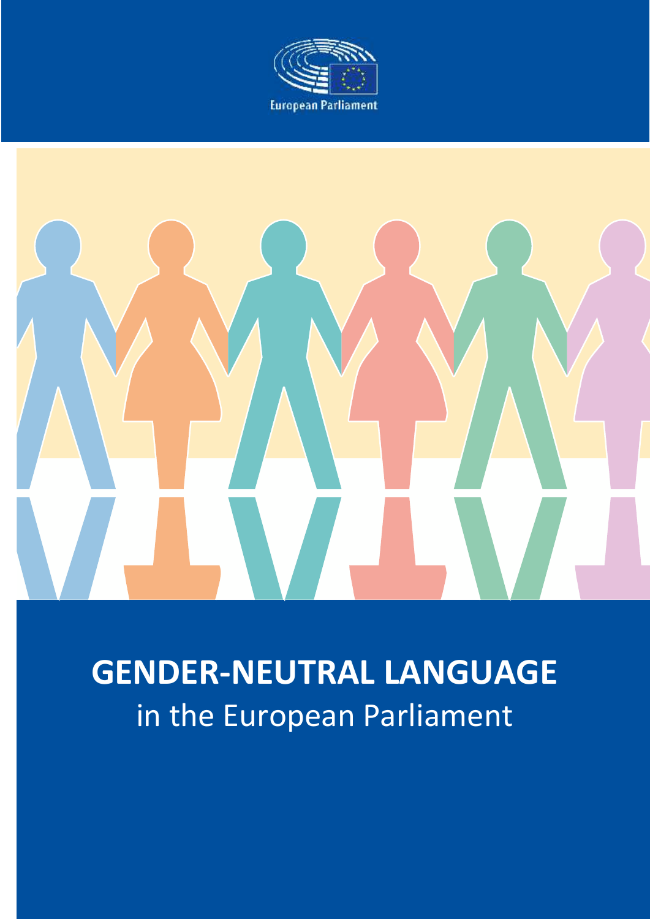European Parliament

# GENDER-NEUTRAL LANGUAGE

in the European Parliament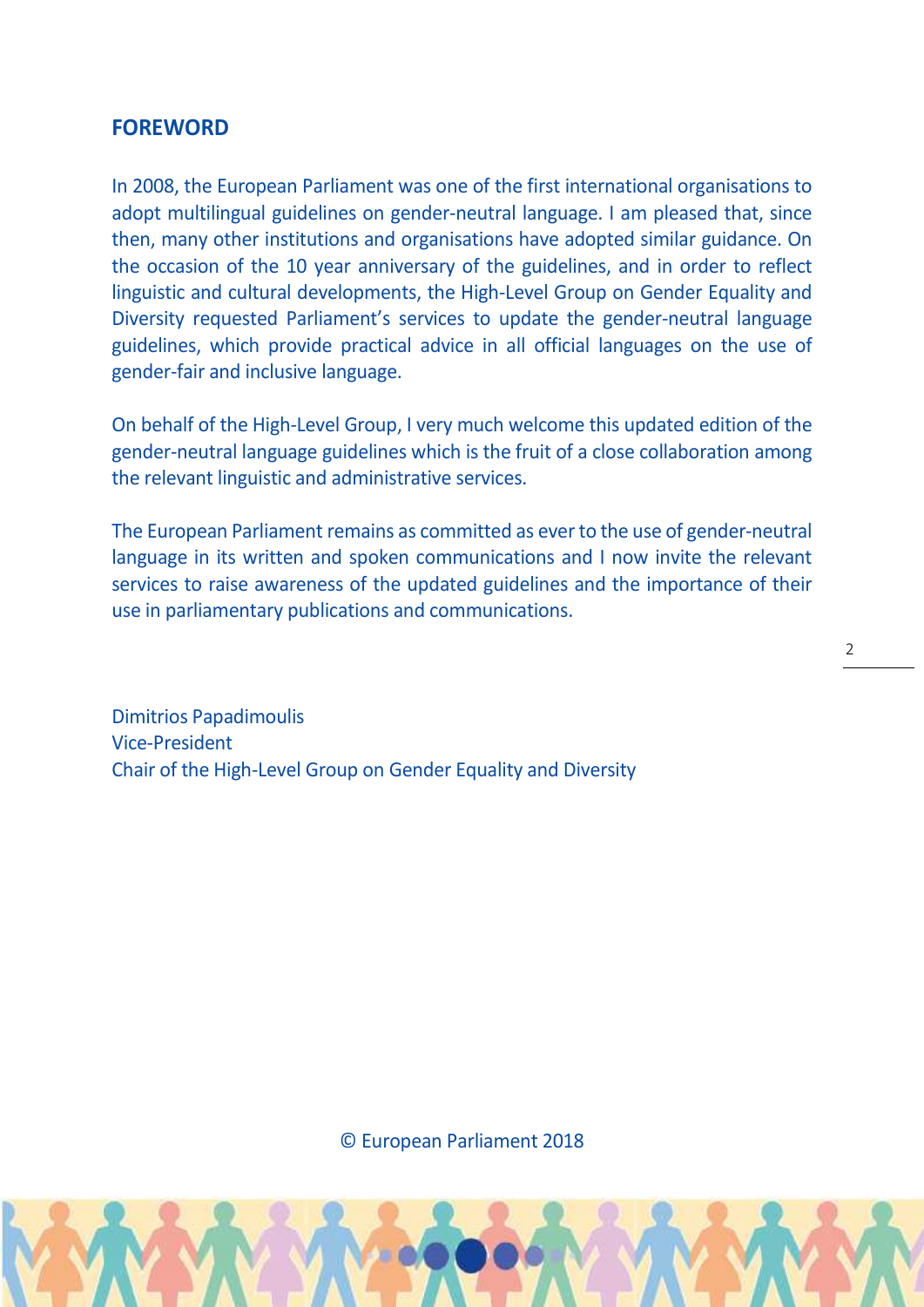## FOREWORD

In 2008, the European Parliament was one of the first international organisations to adopt multilingual guidelines on gender-neutral language. I am pleased that, since then, many other institutions and organisations have adopted similar guidance. On the occasion of the 10 year anniversary of the guidelines, and in order to reflect linguistic and cultural developments, the High-Level Group on Gender Equality and Diversity requested Parliament's services to update the gender-neutral language guidelines, which provide practical advice in all official languages on the use of gender-fair and inclusive language.

On behalf of the High-Level Group, I very much welcome this updated edition of the gender-neutral language guidelines which is the fruit of a close collaboration among the relevant linguistic and administrative services.

The European Parliament remains as committed as ever to the use of gender-neutral language in its written and spoken communications and I now invite the relevant services to raise awareness of the updated guidelines and the importance of their use in parliamentary publications and communications.

Dimitrios Papadimoulis
Vice-President
Chair of the High-Level Group on Gender Equality and Diversity

© European Parliament 2018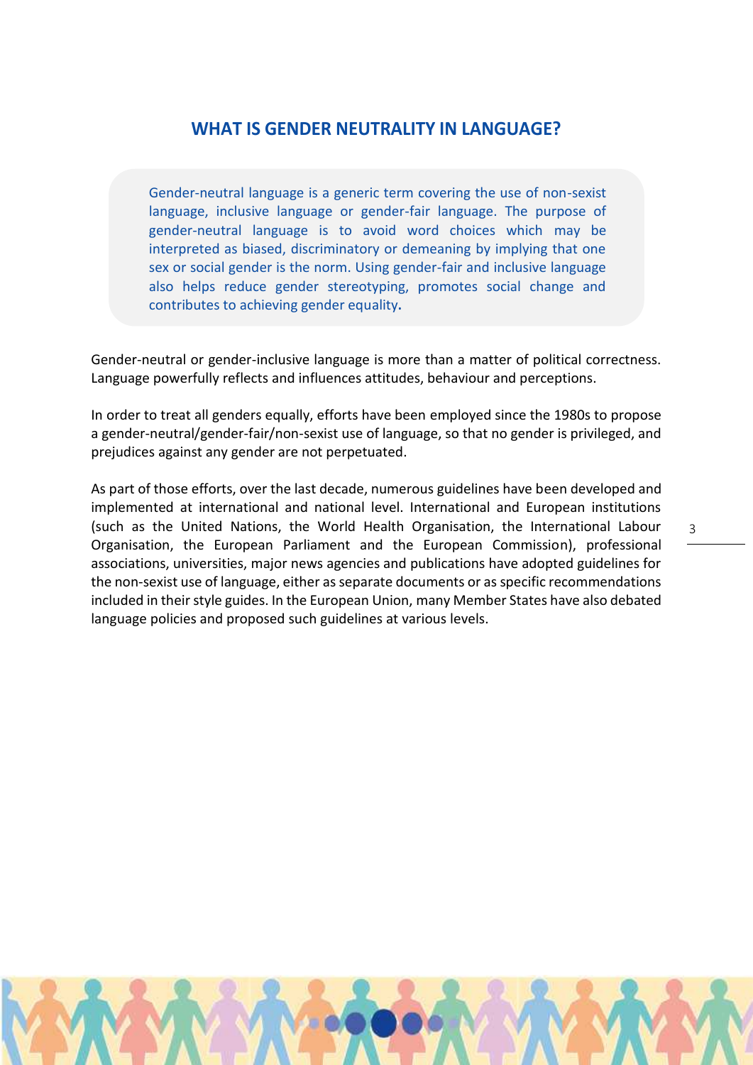## WHAT IS GENDER NEUTRALITY IN LANGUAGE?

> Gender-neutral language is a generic term covering the use of non-sexist language, inclusive language or gender-fair language. The purpose of gender-neutral language is to avoid word choices which may be interpreted as biased, discriminatory or demeaning by implying that one sex or social gender is the norm. Using gender-fair and inclusive language also helps reduce gender stereotyping, promotes social change and contributes to achieving gender equality.

Gender-neutral or gender-inclusive language is more than a matter of political correctness. Language powerfully reflects and influences attitudes, behaviour and perceptions.

In order to treat all genders equally, efforts have been employed since the 1980s to propose a gender-neutral/gender-fair/non-sexist use of language, so that no gender is privileged, and prejudices against any gender are not perpetuated.

As part of those efforts, over the last decade, numerous guidelines have been developed and implemented at international and national level. International and European institutions (such as the United Nations, the World Health Organisation, the International Labour Organisation, the European Parliament and the European Commission), professional associations, universities, major news agencies and publications have adopted guidelines for the non-sexist use of language, either as separate documents or as specific recommendations included in their style guides. In the European Union, many Member States have also debated language policies and proposed such guidelines at various levels.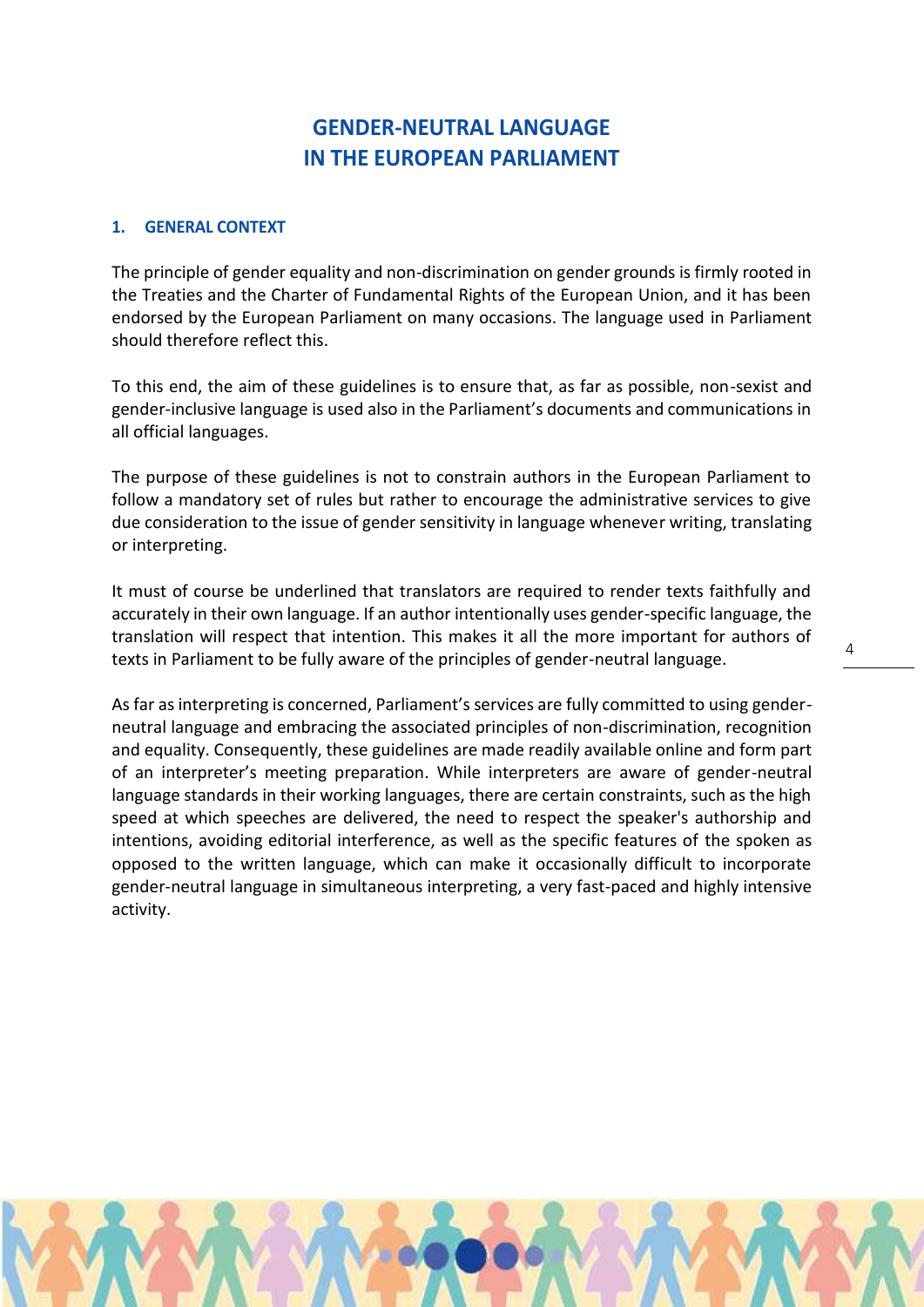# GENDER-NEUTRAL LANGUAGE IN THE EUROPEAN PARLIAMENT

## 1. GENERAL CONTEXT

The principle of gender equality and non-discrimination on gender grounds is firmly rooted in the Treaties and the Charter of Fundamental Rights of the European Union, and it has been endorsed by the European Parliament on many occasions. The language used in Parliament should therefore reflect this.

To this end, the aim of these guidelines is to ensure that, as far as possible, non-sexist and gender-inclusive language is used also in the Parliament's documents and communications in all official languages.

The purpose of these guidelines is not to constrain authors in the European Parliament to follow a mandatory set of rules but rather to encourage the administrative services to give due consideration to the issue of gender sensitivity in language whenever writing, translating or interpreting.

It must of course be underlined that translators are required to render texts faithfully and accurately in their own language. If an author intentionally uses gender-specific language, the translation will respect that intention. This makes it all the more important for authors of texts in Parliament to be fully aware of the principles of gender-neutral language.

As far as interpreting is concerned, Parliament's services are fully committed to using gender-neutral language and embracing the associated principles of non-discrimination, recognition and equality. Consequently, these guidelines are made readily available online and form part of an interpreter's meeting preparation. While interpreters are aware of gender-neutral language standards in their working languages, there are certain constraints, such as the high speed at which speeches are delivered, the need to respect the speaker's authorship and intentions, avoiding editorial interference, as well as the specific features of the spoken as opposed to the written language, which can make it occasionally difficult to incorporate gender-neutral language in simultaneous interpreting, a very fast-paced and highly intensive activity.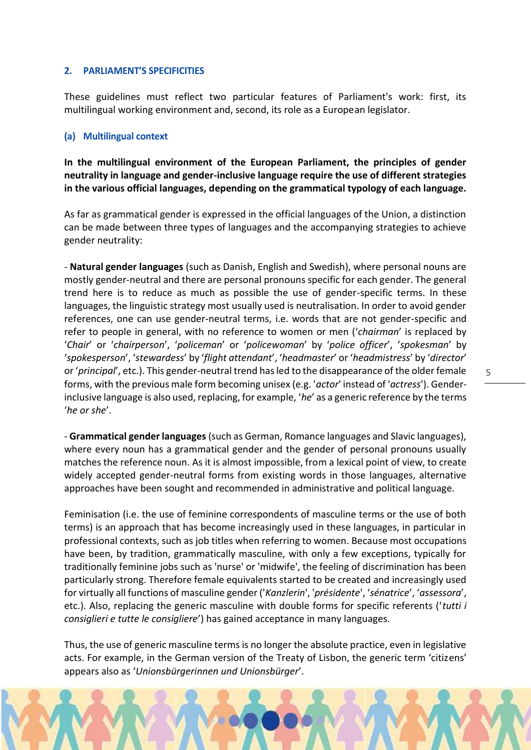## 2. PARLIAMENT'S SPECIFICITIES

These guidelines must reflect two particular features of Parliament's work: first, its multilingual working environment and, second, its role as a European legislator.

### (a) Multilingual context

**In the multilingual environment of the European Parliament, the principles of gender neutrality in language and gender-inclusive language require the use of different strategies in the various official languages, depending on the grammatical typology of each language.**

As far as grammatical gender is expressed in the official languages of the Union, a distinction can be made between three types of languages and the accompanying strategies to achieve gender neutrality:

- **Natural gender languages** (such as Danish, English and Swedish), where personal nouns are mostly gender-neutral and there are personal pronouns specific for each gender. The general trend here is to reduce as much as possible the use of gender-specific terms. In these languages, the linguistic strategy most usually used is neutralisation. In order to avoid gender references, one can use gender-neutral terms, i.e. words that are not gender-specific and refer to people in general, with no reference to women or men ('*chairman*' is replaced by '*Chair*' or '*chairperson*', '*policeman*' or '*policewoman*' by '*police officer*', '*spokesman*' by '*spokesperson*', '*stewardess*' by '*flight attendant*', '*headmaster*' or '*headmistress*' by '*director*' or '*principal*', etc.). This gender-neutral trend has led to the disappearance of the older female forms, with the previous male form becoming unisex (e.g. '*actor*' instead of '*actress*'). Gender-inclusive language is also used, replacing, for example, '*he*' as a generic reference by the terms '*he or she*'.

- **Grammatical gender languages** (such as German, Romance languages and Slavic languages), where every noun has a grammatical gender and the gender of personal pronouns usually matches the reference noun. As it is almost impossible, from a lexical point of view, to create widely accepted gender-neutral forms from existing words in those languages, alternative approaches have been sought and recommended in administrative and political language.

Feminisation (i.e. the use of feminine correspondents of masculine terms or the use of both terms) is an approach that has become increasingly used in these languages, in particular in professional contexts, such as job titles when referring to women. Because most occupations have been, by tradition, grammatically masculine, with only a few exceptions, typically for traditionally feminine jobs such as 'nurse' or 'midwife', the feeling of discrimination has been particularly strong. Therefore female equivalents started to be created and increasingly used for virtually all functions of masculine gender ('*Kanzlerin*', '*présidente*', '*sénatrice*', '*assessora*', etc.). Also, replacing the generic masculine with double forms for specific referents ('*tutti i consiglieri e tutte le consigliere*') has gained acceptance in many languages.

Thus, the use of generic masculine terms is no longer the absolute practice, even in legislative acts. For example, in the German version of the Treaty of Lisbon, the generic term 'citizens' appears also as '*Unionsbürgerinnen und Unionsbürger*'.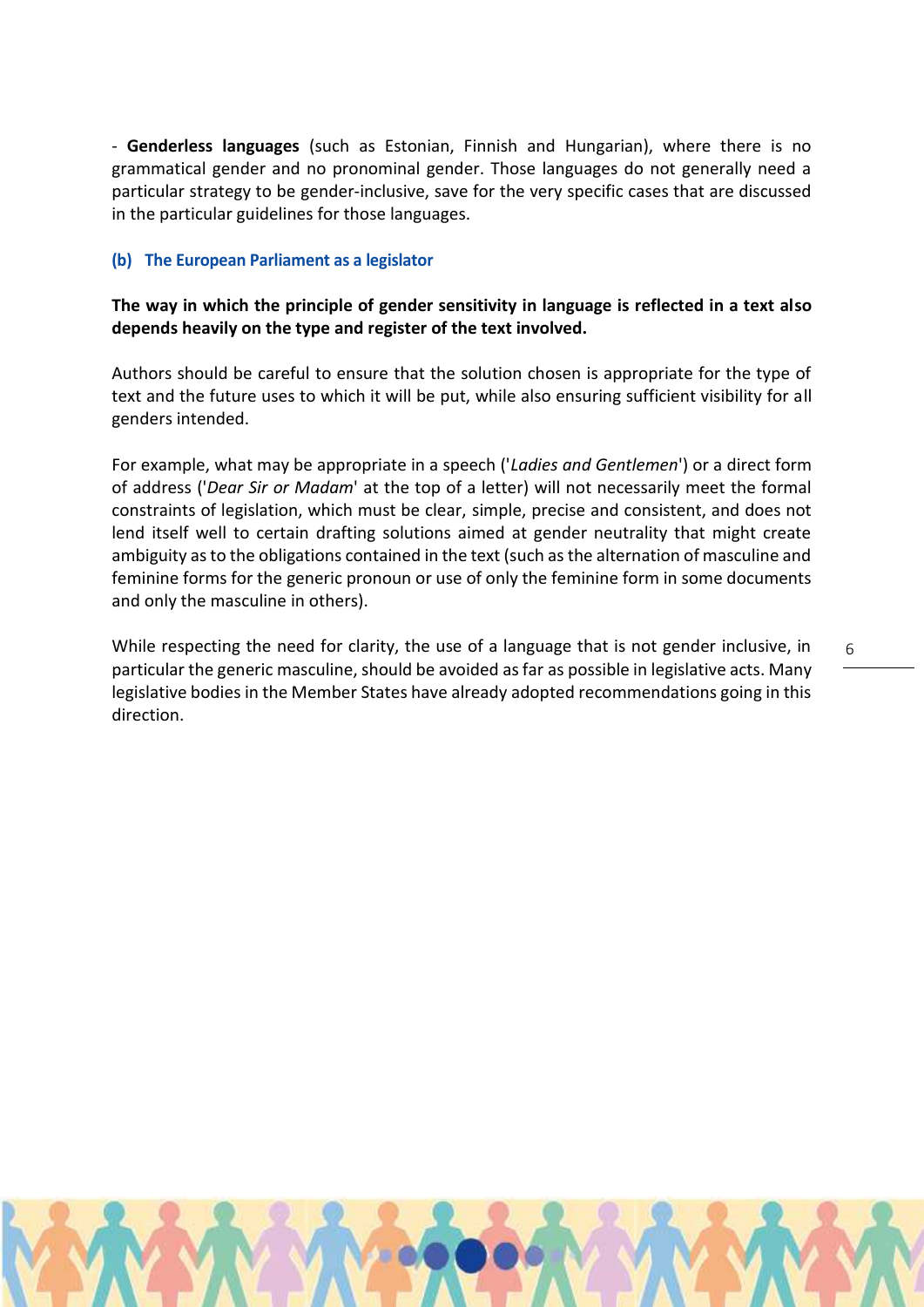- **Genderless languages** (such as Estonian, Finnish and Hungarian), where there is no grammatical gender and no pronominal gender. Those languages do not generally need a particular strategy to be gender-inclusive, save for the very specific cases that are discussed in the particular guidelines for those languages.

### (b) The European Parliament as a legislator

**The way in which the principle of gender sensitivity in language is reflected in a text also depends heavily on the type and register of the text involved.**

Authors should be careful to ensure that the solution chosen is appropriate for the type of text and the future uses to which it will be put, while also ensuring sufficient visibility for all genders intended.

For example, what may be appropriate in a speech ('*Ladies and Gentlemen*') or a direct form of address ('*Dear Sir or Madam*' at the top of a letter) will not necessarily meet the formal constraints of legislation, which must be clear, simple, precise and consistent, and does not lend itself well to certain drafting solutions aimed at gender neutrality that might create ambiguity as to the obligations contained in the text (such as the alternation of masculine and feminine forms for the generic pronoun or use of only the feminine form in some documents and only the masculine in others).

While respecting the need for clarity, the use of a language that is not gender inclusive, in particular the generic masculine, should be avoided as far as possible in legislative acts. Many legislative bodies in the Member States have already adopted recommendations going in this direction.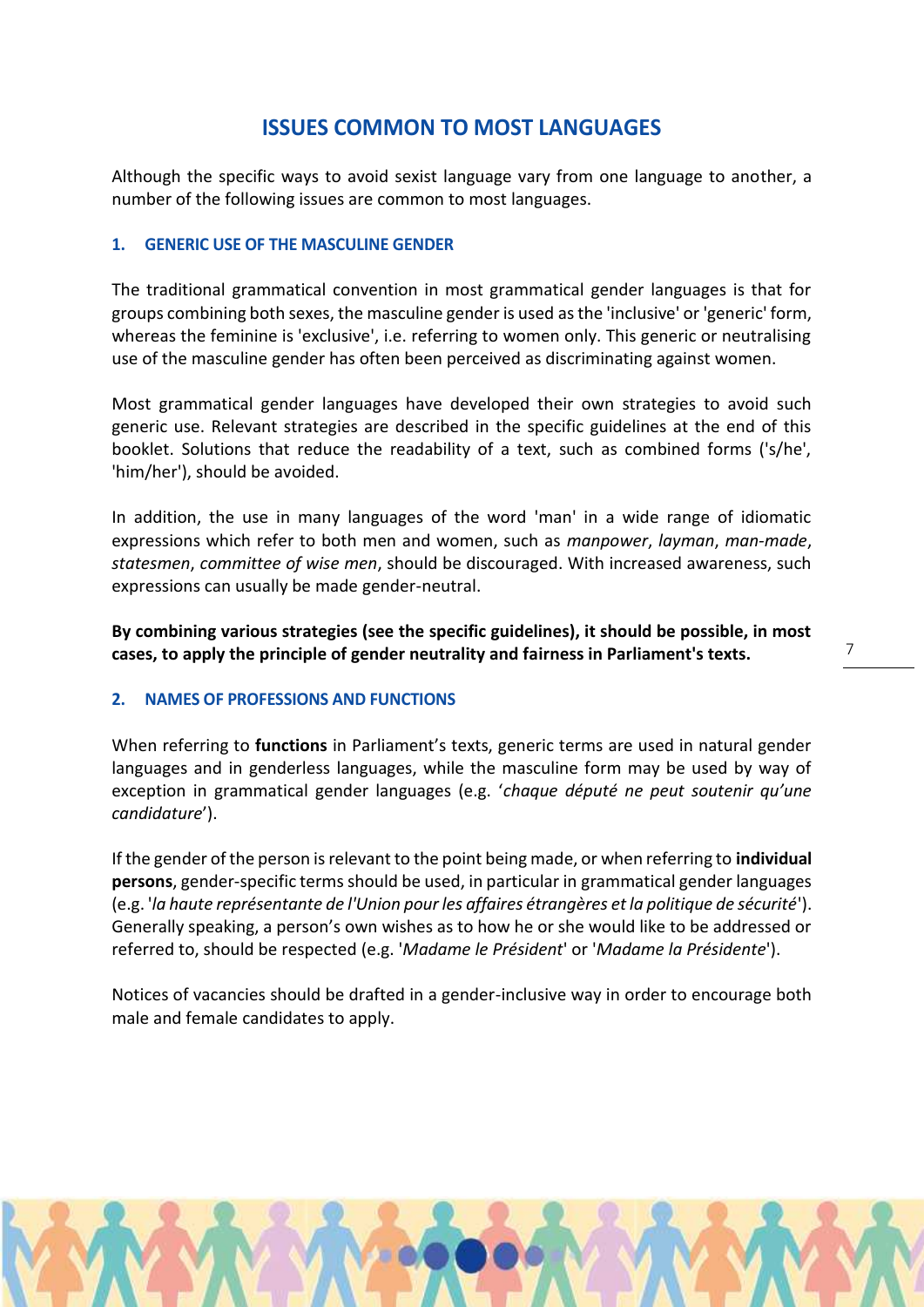# ISSUES COMMON TO MOST LANGUAGES

Although the specific ways to avoid sexist language vary from one language to another, a number of the following issues are common to most languages.

## 1. GENERIC USE OF THE MASCULINE GENDER

The traditional grammatical convention in most grammatical gender languages is that for groups combining both sexes, the masculine gender is used as the 'inclusive' or 'generic' form, whereas the feminine is 'exclusive', i.e. referring to women only. This generic or neutralising use of the masculine gender has often been perceived as discriminating against women.

Most grammatical gender languages have developed their own strategies to avoid such generic use. Relevant strategies are described in the specific guidelines at the end of this booklet. Solutions that reduce the readability of a text, such as combined forms ('s/he', 'him/her'), should be avoided.

In addition, the use in many languages of the word 'man' in a wide range of idiomatic expressions which refer to both men and women, such as *manpower*, *layman*, *man-made*, *statesmen*, *committee of wise men*, should be discouraged. With increased awareness, such expressions can usually be made gender-neutral.

**By combining various strategies (see the specific guidelines), it should be possible, in most cases, to apply the principle of gender neutrality and fairness in Parliament's texts.**

## 2. NAMES OF PROFESSIONS AND FUNCTIONS

When referring to **functions** in Parliament's texts, generic terms are used in natural gender languages and in genderless languages, while the masculine form may be used by way of exception in grammatical gender languages (e.g. '*chaque député ne peut soutenir qu'une candidature*').

If the gender of the person is relevant to the point being made, or when referring to **individual persons**, gender-specific terms should be used, in particular in grammatical gender languages (e.g. '*la haute représentante de l'Union pour les affaires étrangères et la politique de sécurité*'). Generally speaking, a person's own wishes as to how he or she would like to be addressed or referred to, should be respected (e.g. '*Madame le Président*' or '*Madame la Présidente*').

Notices of vacancies should be drafted in a gender-inclusive way in order to encourage both male and female candidates to apply.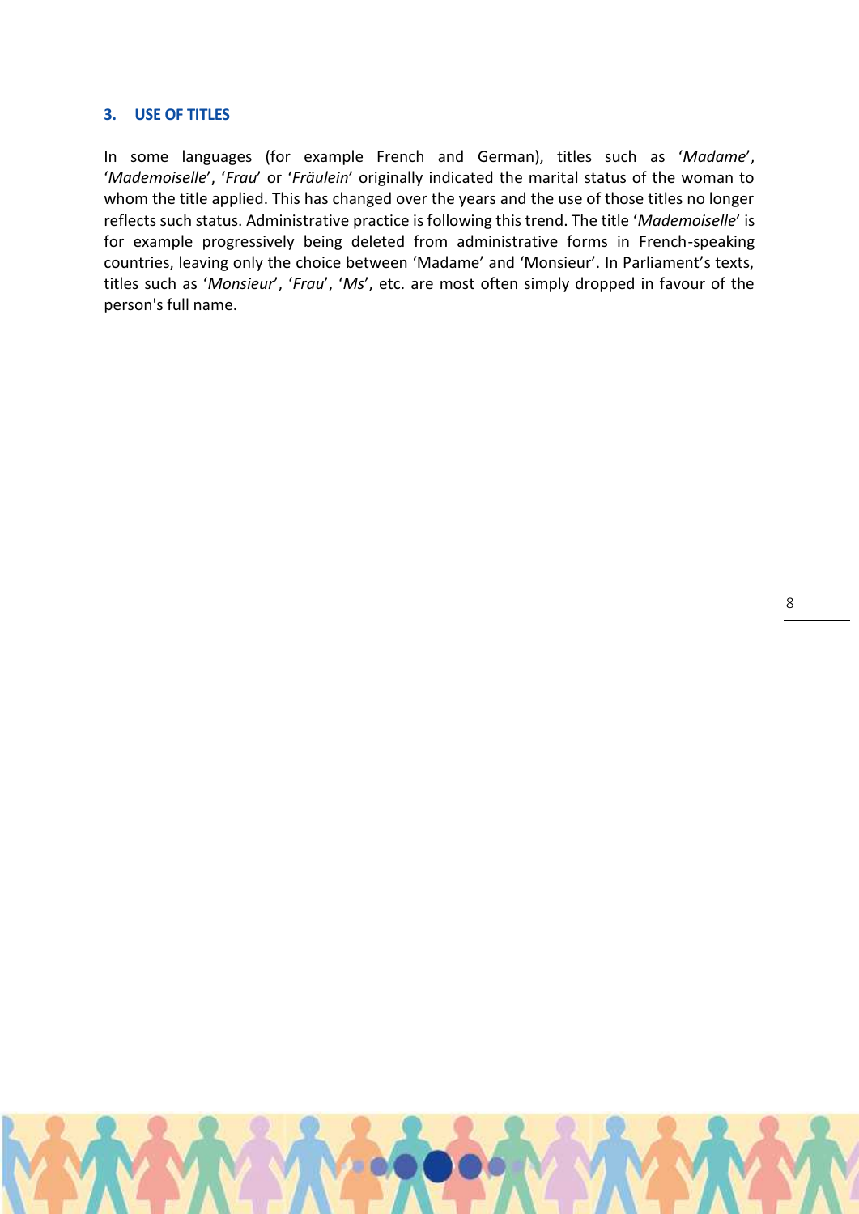## 3. USE OF TITLES

In some languages (for example French and German), titles such as '*Madame*', '*Mademoiselle*', '*Frau*' or '*Fräulein*' originally indicated the marital status of the woman to whom the title applied. This has changed over the years and the use of those titles no longer reflects such status. Administrative practice is following this trend. The title '*Mademoiselle*' is for example progressively being deleted from administrative forms in French-speaking countries, leaving only the choice between 'Madame' and 'Monsieur'. In Parliament's texts, titles such as '*Monsieur*', '*Frau*', '*Ms*', etc. are most often simply dropped in favour of the person's full name.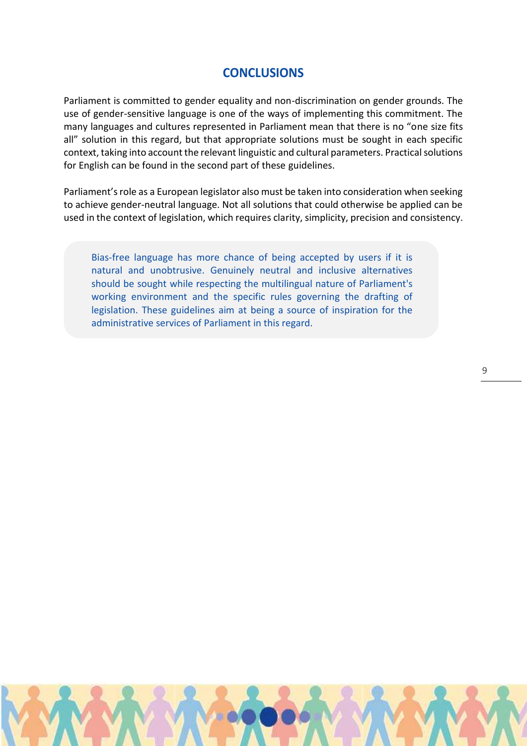# CONCLUSIONS

Parliament is committed to gender equality and non-discrimination on gender grounds. The use of gender-sensitive language is one of the ways of implementing this commitment. The many languages and cultures represented in Parliament mean that there is no "one size fits all" solution in this regard, but that appropriate solutions must be sought in each specific context, taking into account the relevant linguistic and cultural parameters. Practical solutions for English can be found in the second part of these guidelines.

Parliament's role as a European legislator also must be taken into consideration when seeking to achieve gender-neutral language. Not all solutions that could otherwise be applied can be used in the context of legislation, which requires clarity, simplicity, precision and consistency.

> Bias-free language has more chance of being accepted by users if it is natural and unobtrusive. Genuinely neutral and inclusive alternatives should be sought while respecting the multilingual nature of Parliament's working environment and the specific rules governing the drafting of legislation. These guidelines aim at being a source of inspiration for the administrative services of Parliament in this regard.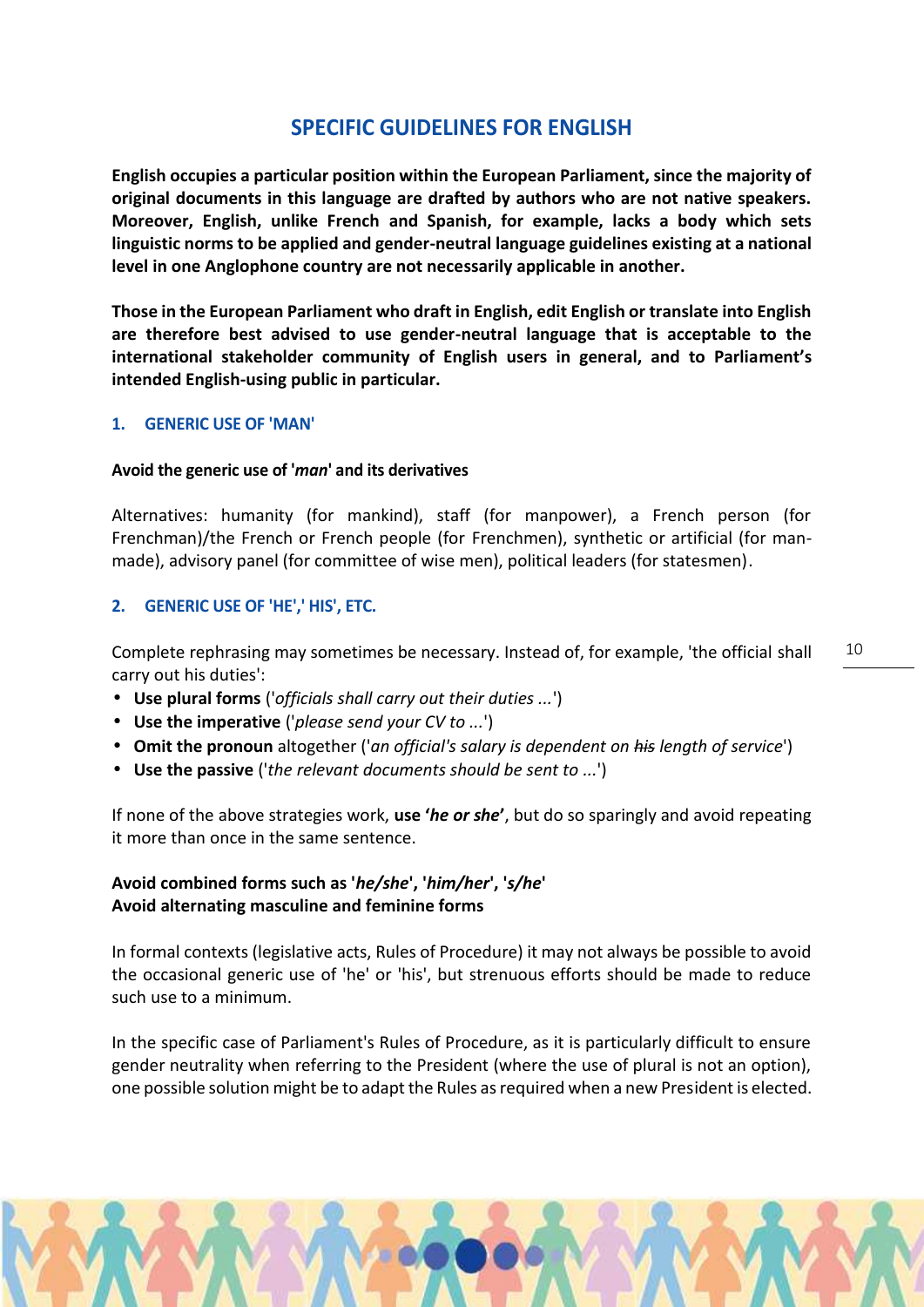# SPECIFIC GUIDELINES FOR ENGLISH

**English occupies a particular position within the European Parliament, since the majority of original documents in this language are drafted by authors who are not native speakers. Moreover, English, unlike French and Spanish, for example, lacks a body which sets linguistic norms to be applied and gender-neutral language guidelines existing at a national level in one Anglophone country are not necessarily applicable in another.**

**Those in the European Parliament who draft in English, edit English or translate into English are therefore best advised to use gender-neutral language that is acceptable to the international stakeholder community of English users in general, and to Parliament's intended English-using public in particular.**

## 1. GENERIC USE OF 'MAN'

**Avoid the generic use of '*man*' and its derivatives**

Alternatives: humanity (for mankind), staff (for manpower), a French person (for Frenchman)/the French or French people (for Frenchmen), synthetic or artificial (for man-made), advisory panel (for committee of wise men), political leaders (for statesmen).

## 2. GENERIC USE OF 'HE',' HIS', ETC.

Complete rephrasing may sometimes be necessary. Instead of, for example, 'the official shall carry out his duties':

- **Use plural forms** ('*officials shall carry out their duties ...*')
- **Use the imperative** ('*please send your CV to ...*')
- **Omit the pronoun** altogether ('*an official's salary is dependent on ~~his~~ length of service*')
- **Use the passive** ('*the relevant documents should be sent to ...*')

If none of the above strategies work, **use '*he or she*'**, but do so sparingly and avoid repeating it more than once in the same sentence.

**Avoid combined forms such as '*he/she*', '*him/her*', '*s/he*'**
**Avoid alternating masculine and feminine forms**

In formal contexts (legislative acts, Rules of Procedure) it may not always be possible to avoid the occasional generic use of 'he' or 'his', but strenuous efforts should be made to reduce such use to a minimum.

In the specific case of Parliament's Rules of Procedure, as it is particularly difficult to ensure gender neutrality when referring to the President (where the use of plural is not an option), one possible solution might be to adapt the Rules as required when a new President is elected.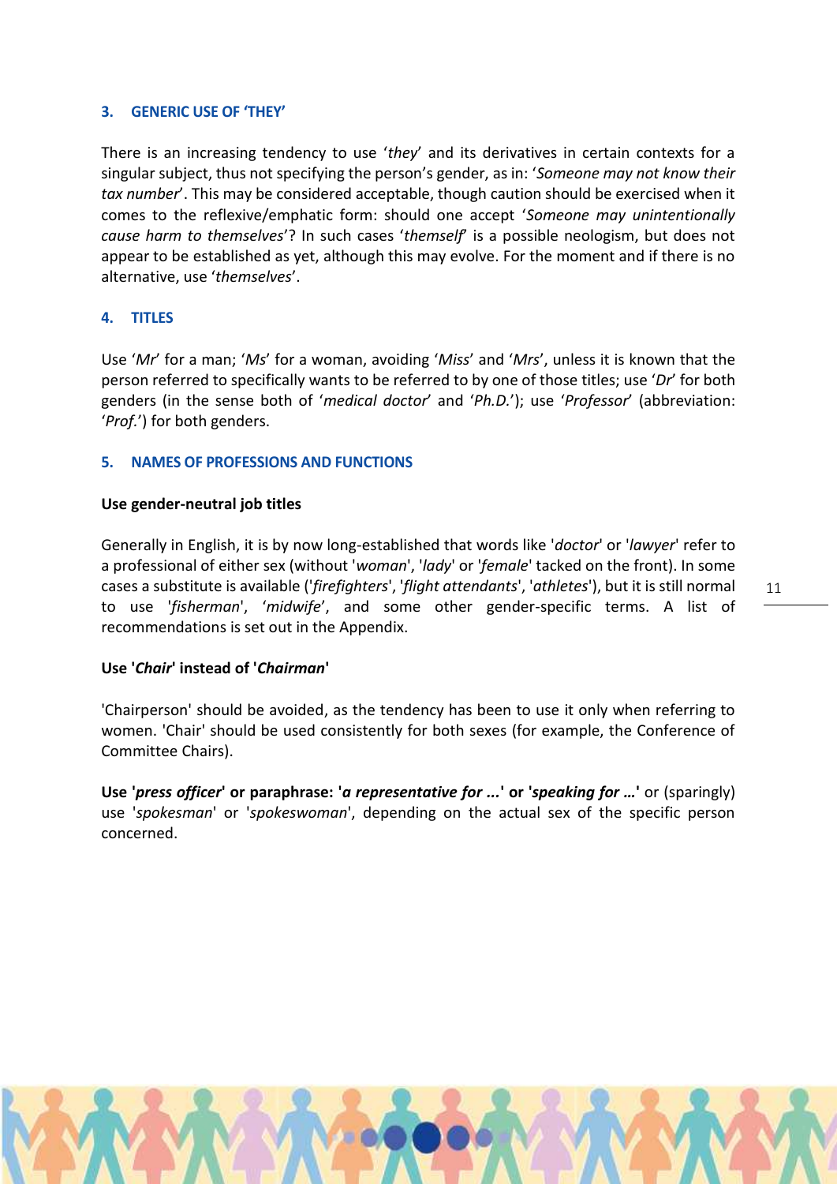## 3. GENERIC USE OF 'THEY'

There is an increasing tendency to use '*they*' and its derivatives in certain contexts for a singular subject, thus not specifying the person's gender, as in: '*Someone may not know their tax number*'. This may be considered acceptable, though caution should be exercised when it comes to the reflexive/emphatic form: should one accept '*Someone may unintentionally cause harm to themselves*'? In such cases '*themself*' is a possible neologism, but does not appear to be established as yet, although this may evolve. For the moment and if there is no alternative, use '*themselves*'.

## 4. TITLES

Use '*Mr*' for a man; '*Ms*' for a woman, avoiding '*Miss*' and '*Mrs*', unless it is known that the person referred to specifically wants to be referred to by one of those titles; use '*Dr*' for both genders (in the sense both of '*medical doctor*' and '*Ph.D.*'); use '*Professor*' (abbreviation: '*Prof.*') for both genders.

## 5. NAMES OF PROFESSIONS AND FUNCTIONS

**Use gender-neutral job titles**

Generally in English, it is by now long-established that words like '*doctor*' or '*lawyer*' refer to a professional of either sex (without '*woman*', '*lady*' or '*female*' tacked on the front). In some cases a substitute is available ('*firefighters*', '*flight attendants*', '*athletes*'), but it is still normal to use '*fisherman*', '*midwife*', and some other gender-specific terms. A list of recommendations is set out in the Appendix.

**Use '*Chair*' instead of '*Chairman*'**

'Chairperson' should be avoided, as the tendency has been to use it only when referring to women. 'Chair' should be used consistently for both sexes (for example, the Conference of Committee Chairs).

**Use '*press officer*' or paraphrase: '*a representative for ...*' or '*speaking for ...*'** or (sparingly) use '*spokesman*' or '*spokeswoman*', depending on the actual sex of the specific person concerned.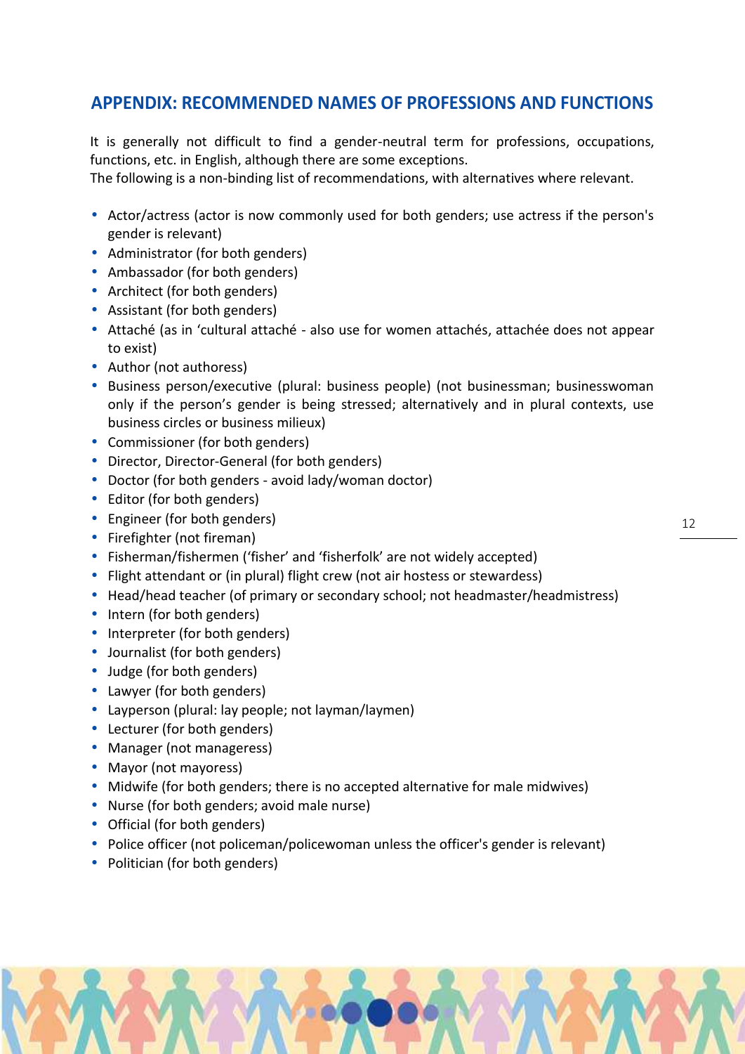## APPENDIX: RECOMMENDED NAMES OF PROFESSIONS AND FUNCTIONS

It is generally not difficult to find a gender-neutral term for professions, occupations, functions, etc. in English, although there are some exceptions.
The following is a non-binding list of recommendations, with alternatives where relevant.

- Actor/actress (actor is now commonly used for both genders; use actress if the person's gender is relevant)
- Administrator (for both genders)
- Ambassador (for both genders)
- Architect (for both genders)
- Assistant (for both genders)
- Attaché (as in 'cultural attaché - also use for women attachés, attachée does not appear to exist)
- Author (not authoress)
- Business person/executive (plural: business people) (not businessman; businesswoman only if the person's gender is being stressed; alternatively and in plural contexts, use business circles or business milieux)
- Commissioner (for both genders)
- Director, Director-General (for both genders)
- Doctor (for both genders - avoid lady/woman doctor)
- Editor (for both genders)
- Engineer (for both genders)
- Firefighter (not fireman)
- Fisherman/fishermen ('fisher' and 'fisherfolk' are not widely accepted)
- Flight attendant or (in plural) flight crew (not air hostess or stewardess)
- Head/head teacher (of primary or secondary school; not headmaster/headmistress)
- Intern (for both genders)
- Interpreter (for both genders)
- Journalist (for both genders)
- Judge (for both genders)
- Lawyer (for both genders)
- Layperson (plural: lay people; not layman/laymen)
- Lecturer (for both genders)
- Manager (not manageress)
- Mayor (not mayoress)
- Midwife (for both genders; there is no accepted alternative for male midwives)
- Nurse (for both genders; avoid male nurse)
- Official (for both genders)
- Police officer (not policeman/policewoman unless the officer's gender is relevant)
- Politician (for both genders)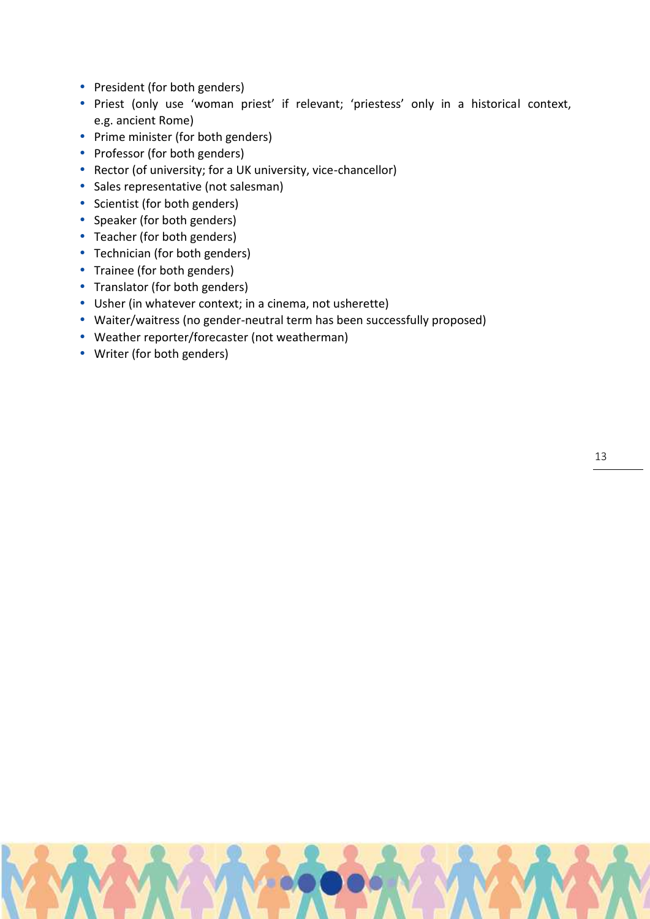- President (for both genders)
- Priest (only use 'woman priest' if relevant; 'priestess' only in a historical context, e.g. ancient Rome)
- Prime minister (for both genders)
- Professor (for both genders)
- Rector (of university; for a UK university, vice-chancellor)
- Sales representative (not salesman)
- Scientist (for both genders)
- Speaker (for both genders)
- Teacher (for both genders)
- Technician (for both genders)
- Trainee (for both genders)
- Translator (for both genders)
- Usher (in whatever context; in a cinema, not usherette)
- Waiter/waitress (no gender-neutral term has been successfully proposed)
- Weather reporter/forecaster (not weatherman)
- Writer (for both genders)